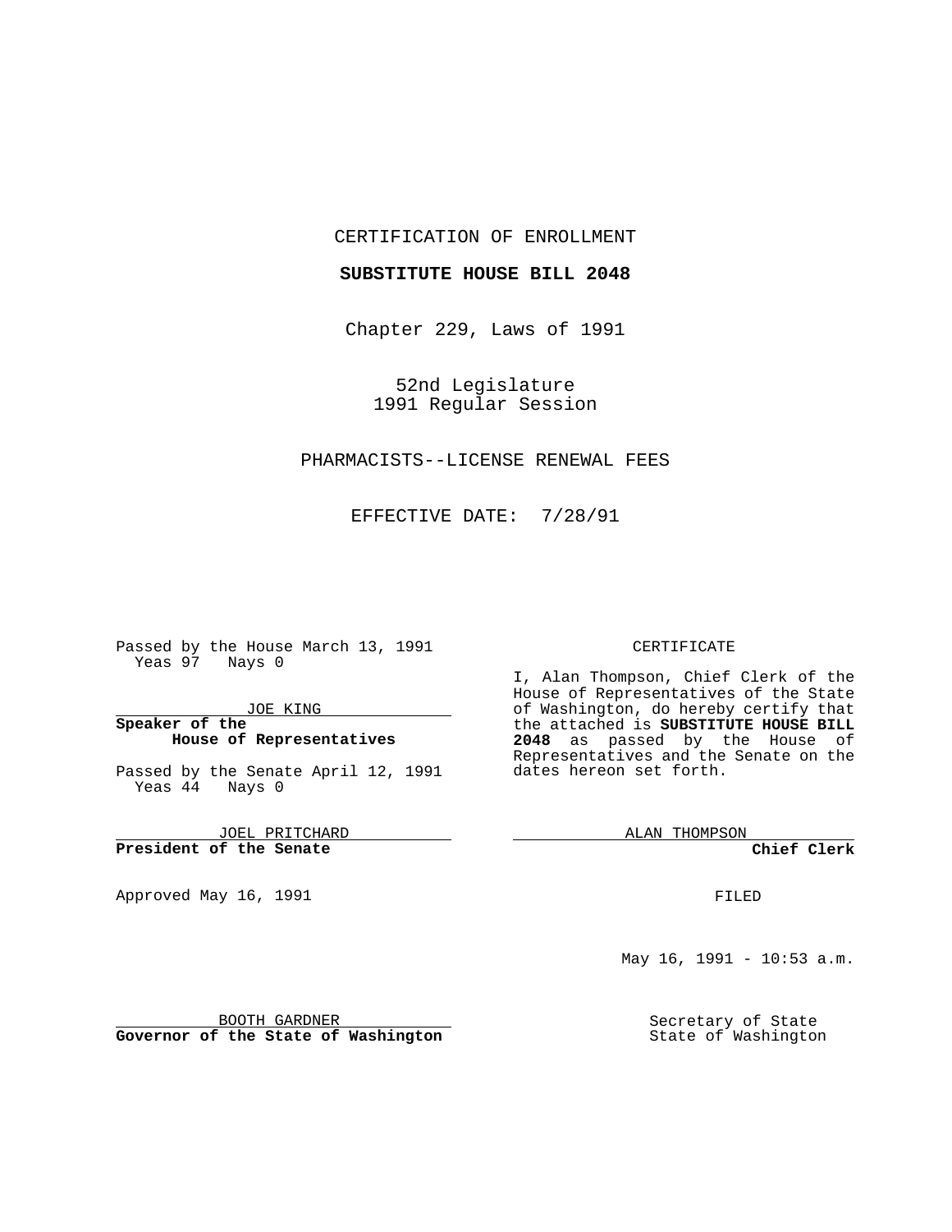CERTIFICATION OF ENROLLMENT

**SUBSTITUTE HOUSE BILL 2048**

Chapter 229, Laws of 1991

52nd Legislature
1991 Regular Session

PHARMACISTS--LICENSE RENEWAL FEES

EFFECTIVE DATE: 7/28/91

Passed by the House March 13, 1991
Yeas 97 Nays 0

JOE KING
**Speaker of the House of Representatives**

Passed by the Senate April 12, 1991
Yeas 44 Nays 0

JOEL PRITCHARD
**President of the Senate**

Approved May 16, 1991

BOOTH GARDNER
**Governor of the State of Washington**

CERTIFICATE

I, Alan Thompson, Chief Clerk of the House of Representatives of the State of Washington, do hereby certify that the attached is **SUBSTITUTE HOUSE BILL 2048** as passed by the House of Representatives and the Senate on the dates hereon set forth.

ALAN THOMPSON
**Chief Clerk**

FILED

May 16, 1991 - 10:53 a.m.

Secretary of State
State of Washington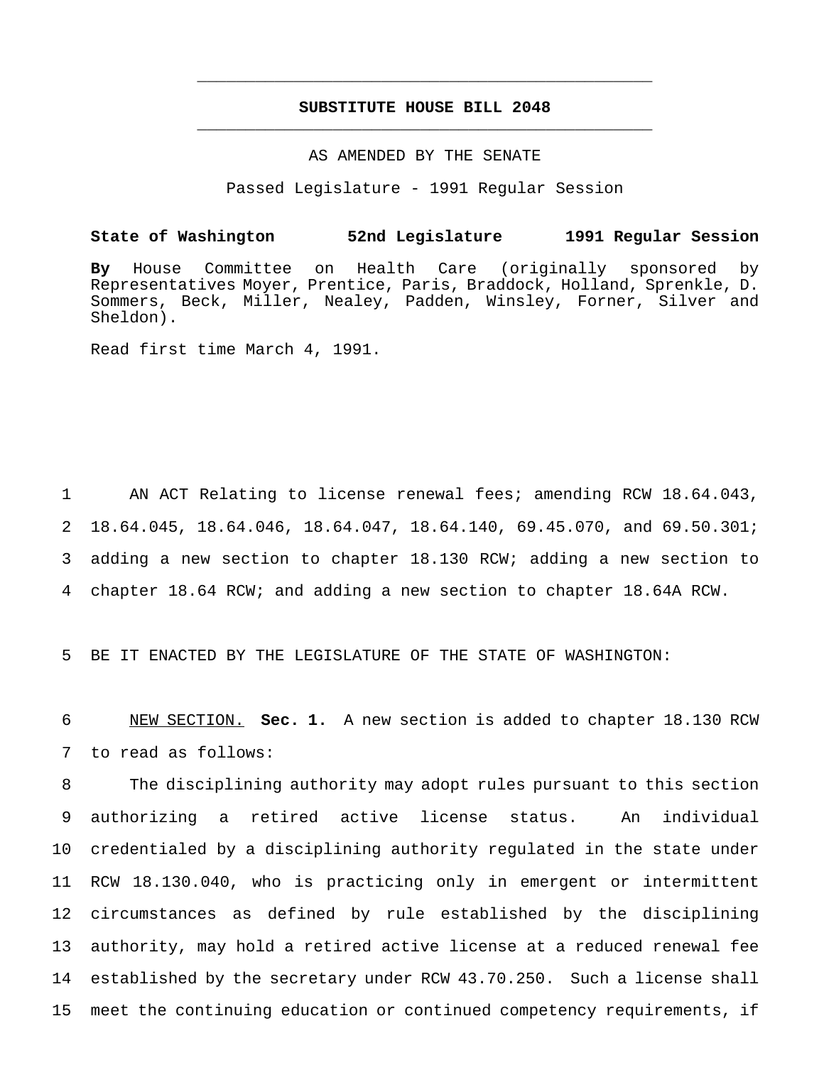# SUBSTITUTE HOUSE BILL 2048

AS AMENDED BY THE SENATE

Passed Legislature - 1991 Regular Session

**State of Washington 52nd Legislature 1991 Regular Session**

**By** House Committee on Health Care (originally sponsored by Representatives Moyer, Prentice, Paris, Braddock, Holland, Sprenkle, D. Sommers, Beck, Miller, Nealey, Padden, Winsley, Forner, Silver and Sheldon).

Read first time March 4, 1991.

1 AN ACT Relating to license renewal fees; amending RCW 18.64.043,
2 18.64.045, 18.64.046, 18.64.047, 18.64.140, 69.45.070, and 69.50.301;
3 adding a new section to chapter 18.130 RCW; adding a new section to
4 chapter 18.64 RCW; and adding a new section to chapter 18.64A RCW.

5 BE IT ENACTED BY THE LEGISLATURE OF THE STATE OF WASHINGTON:

6 NEW SECTION. **Sec. 1.** A new section is added to chapter 18.130 RCW
7 to read as follows:

8 The disciplining authority may adopt rules pursuant to this section
9 authorizing a retired active license status. An individual
10 credentialed by a disciplining authority regulated in the state under
11 RCW 18.130.040, who is practicing only in emergent or intermittent
12 circumstances as defined by rule established by the disciplining
13 authority, may hold a retired active license at a reduced renewal fee
14 established by the secretary under RCW 43.70.250. Such a license shall
15 meet the continuing education or continued competency requirements, if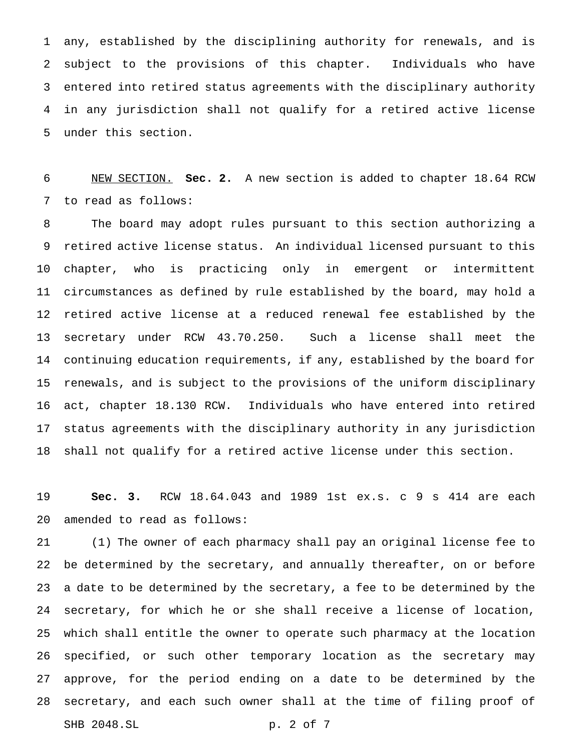any, established by the disciplining authority for renewals, and is subject to the provisions of this chapter. Individuals who have entered into retired status agreements with the disciplinary authority in any jurisdiction shall not qualify for a retired active license under this section.

NEW SECTION. **Sec. 2.** A new section is added to chapter 18.64 RCW to read as follows:

The board may adopt rules pursuant to this section authorizing a retired active license status. An individual licensed pursuant to this chapter, who is practicing only in emergent or intermittent circumstances as defined by rule established by the board, may hold a retired active license at a reduced renewal fee established by the secretary under RCW 43.70.250. Such a license shall meet the continuing education requirements, if any, established by the board for renewals, and is subject to the provisions of the uniform disciplinary act, chapter 18.130 RCW. Individuals who have entered into retired status agreements with the disciplinary authority in any jurisdiction shall not qualify for a retired active license under this section.

**Sec. 3.** RCW 18.64.043 and 1989 1st ex.s. c 9 s 414 are each amended to read as follows:

(1) The owner of each pharmacy shall pay an original license fee to be determined by the secretary, and annually thereafter, on or before a date to be determined by the secretary, a fee to be determined by the secretary, for which he or she shall receive a license of location, which shall entitle the owner to operate such pharmacy at the location specified, or such other temporary location as the secretary may approve, for the period ending on a date to be determined by the secretary, and each such owner shall at the time of filing proof of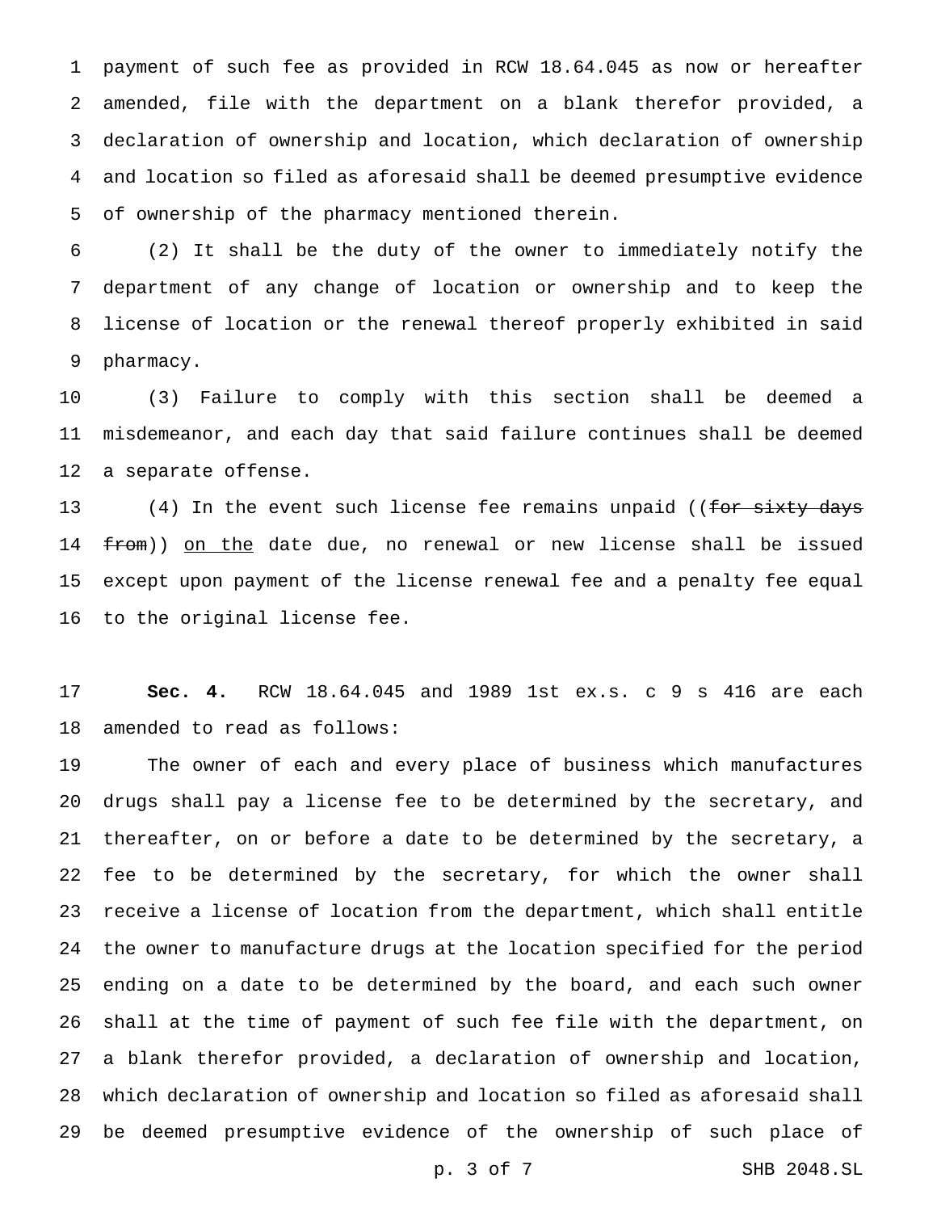payment of such fee as provided in RCW 18.64.045 as now or hereafter amended, file with the department on a blank therefor provided, a declaration of ownership and location, which declaration of ownership and location so filed as aforesaid shall be deemed presumptive evidence of ownership of the pharmacy mentioned therein.

(2) It shall be the duty of the owner to immediately notify the department of any change of location or ownership and to keep the license of location or the renewal thereof properly exhibited in said pharmacy.

(3) Failure to comply with this section shall be deemed a misdemeanor, and each day that said failure continues shall be deemed a separate offense.

(4) In the event such license fee remains unpaid ((~~for sixty days from~~)) <u>on the</u> date due, no renewal or new license shall be issued except upon payment of the license renewal fee and a penalty fee equal to the original license fee.

**Sec. 4.** RCW 18.64.045 and 1989 1st ex.s. c 9 s 416 are each amended to read as follows:

The owner of each and every place of business which manufactures drugs shall pay a license fee to be determined by the secretary, and thereafter, on or before a date to be determined by the secretary, a fee to be determined by the secretary, for which the owner shall receive a license of location from the department, which shall entitle the owner to manufacture drugs at the location specified for the period ending on a date to be determined by the board, and each such owner shall at the time of payment of such fee file with the department, on a blank therefor provided, a declaration of ownership and location, which declaration of ownership and location so filed as aforesaid shall be deemed presumptive evidence of the ownership of such place of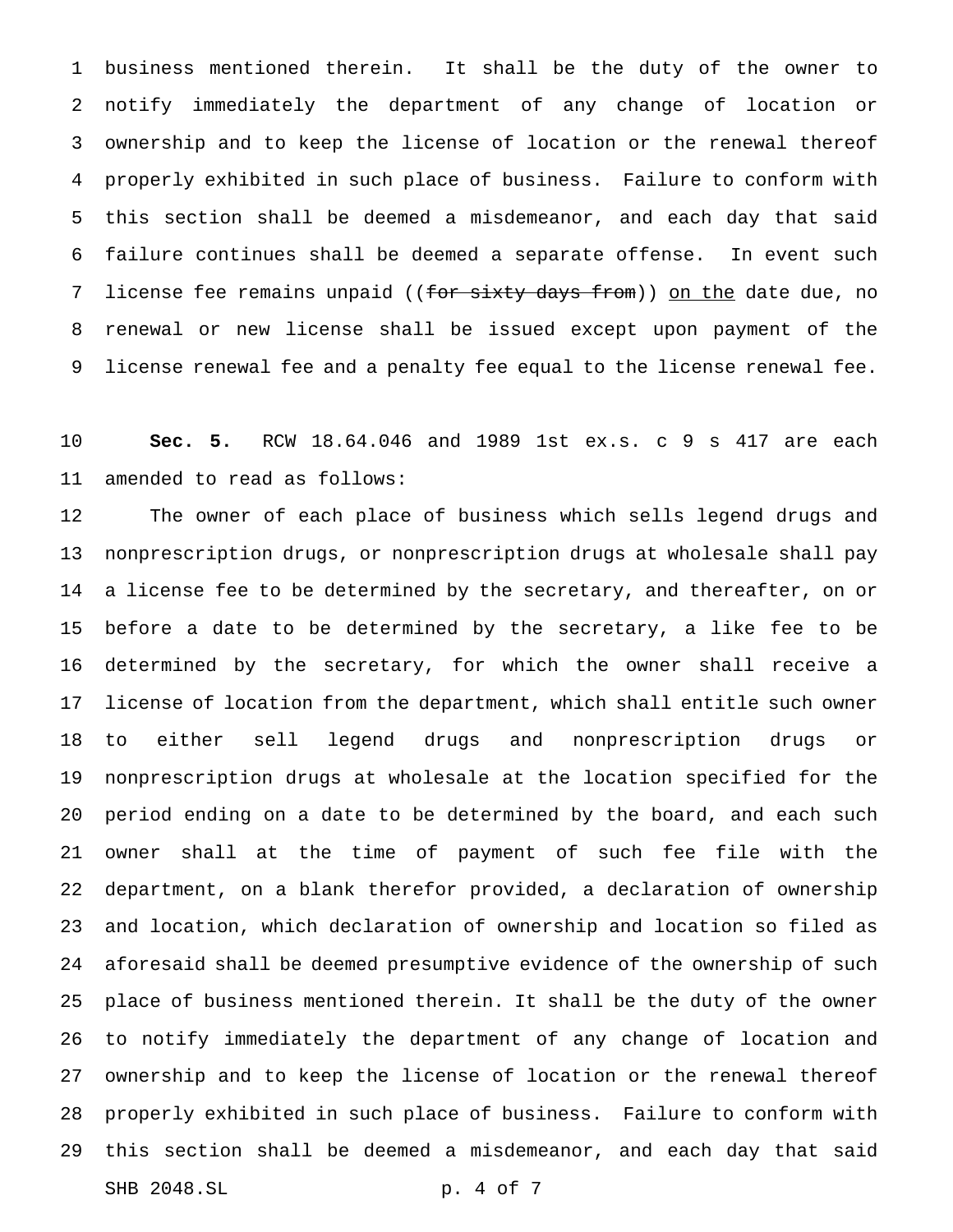business mentioned therein. It shall be the duty of the owner to notify immediately the department of any change of location or ownership and to keep the license of location or the renewal thereof properly exhibited in such place of business. Failure to conform with this section shall be deemed a misdemeanor, and each day that said failure continues shall be deemed a separate offense. In event such license fee remains unpaid ((~~for sixty days from~~)) <u>on the</u> date due, no renewal or new license shall be issued except upon payment of the license renewal fee and a penalty fee equal to the license renewal fee.

**Sec. 5.** RCW 18.64.046 and 1989 1st ex.s. c 9 s 417 are each amended to read as follows:

The owner of each place of business which sells legend drugs and nonprescription drugs, or nonprescription drugs at wholesale shall pay a license fee to be determined by the secretary, and thereafter, on or before a date to be determined by the secretary, a like fee to be determined by the secretary, for which the owner shall receive a license of location from the department, which shall entitle such owner to either sell legend drugs and nonprescription drugs or nonprescription drugs at wholesale at the location specified for the period ending on a date to be determined by the board, and each such owner shall at the time of payment of such fee file with the department, on a blank therefor provided, a declaration of ownership and location, which declaration of ownership and location so filed as aforesaid shall be deemed presumptive evidence of the ownership of such place of business mentioned therein. It shall be the duty of the owner to notify immediately the department of any change of location and ownership and to keep the license of location or the renewal thereof properly exhibited in such place of business. Failure to conform with this section shall be deemed a misdemeanor, and each day that said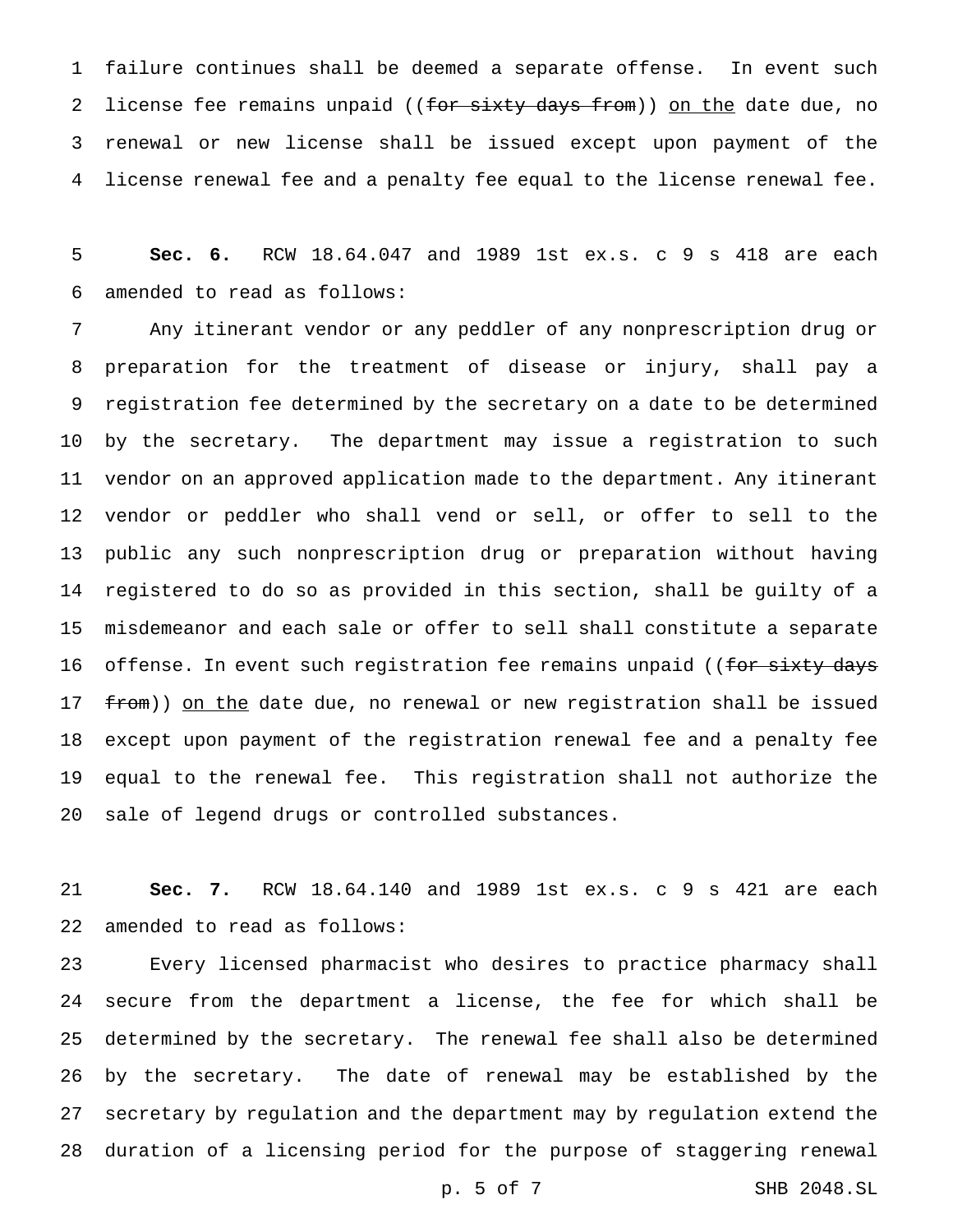failure continues shall be deemed a separate offense. In event such license fee remains unpaid ((~~for sixty days from~~)) <u>on the</u> date due, no renewal or new license shall be issued except upon payment of the license renewal fee and a penalty fee equal to the license renewal fee.

**Sec. 6.** RCW 18.64.047 and 1989 1st ex.s. c 9 s 418 are each amended to read as follows:

Any itinerant vendor or any peddler of any nonprescription drug or preparation for the treatment of disease or injury, shall pay a registration fee determined by the secretary on a date to be determined by the secretary. The department may issue a registration to such vendor on an approved application made to the department. Any itinerant vendor or peddler who shall vend or sell, or offer to sell to the public any such nonprescription drug or preparation without having registered to do so as provided in this section, shall be guilty of a misdemeanor and each sale or offer to sell shall constitute a separate offense. In event such registration fee remains unpaid ((~~for sixty days from~~)) <u>on the</u> date due, no renewal or new registration shall be issued except upon payment of the registration renewal fee and a penalty fee equal to the renewal fee. This registration shall not authorize the sale of legend drugs or controlled substances.

**Sec. 7.** RCW 18.64.140 and 1989 1st ex.s. c 9 s 421 are each amended to read as follows:

Every licensed pharmacist who desires to practice pharmacy shall secure from the department a license, the fee for which shall be determined by the secretary. The renewal fee shall also be determined by the secretary. The date of renewal may be established by the secretary by regulation and the department may by regulation extend the duration of a licensing period for the purpose of staggering renewal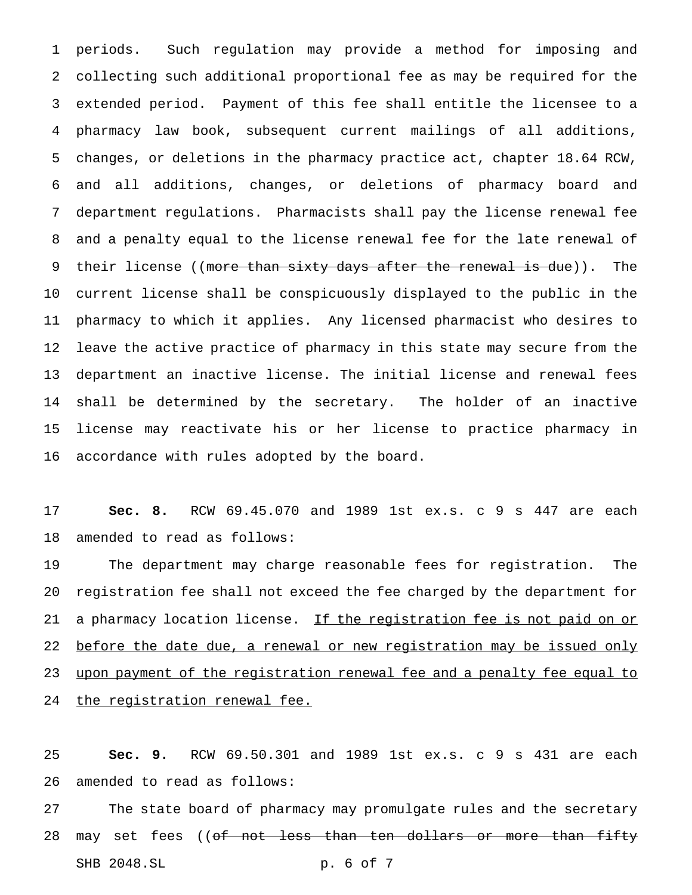periods. Such regulation may provide a method for imposing and collecting such additional proportional fee as may be required for the extended period. Payment of this fee shall entitle the licensee to a pharmacy law book, subsequent current mailings of all additions, changes, or deletions in the pharmacy practice act, chapter 18.64 RCW, and all additions, changes, or deletions of pharmacy board and department regulations. Pharmacists shall pay the license renewal fee and a penalty equal to the license renewal fee for the late renewal of their license ((~~more than sixty days after the renewal is due~~)). The current license shall be conspicuously displayed to the public in the pharmacy to which it applies. Any licensed pharmacist who desires to leave the active practice of pharmacy in this state may secure from the department an inactive license. The initial license and renewal fees shall be determined by the secretary. The holder of an inactive license may reactivate his or her license to practice pharmacy in accordance with rules adopted by the board.

**Sec. 8.** RCW 69.45.070 and 1989 1st ex.s. c 9 s 447 are each amended to read as follows:

The department may charge reasonable fees for registration. The registration fee shall not exceed the fee charged by the department for a pharmacy location license. <u>If the registration fee is not paid on or before the date due, a renewal or new registration may be issued only upon payment of the registration renewal fee and a penalty fee equal to the registration renewal fee.</u>

**Sec. 9.** RCW 69.50.301 and 1989 1st ex.s. c 9 s 431 are each amended to read as follows:

The state board of pharmacy may promulgate rules and the secretary may set fees ((~~of not less than ten dollars or more than fifty~~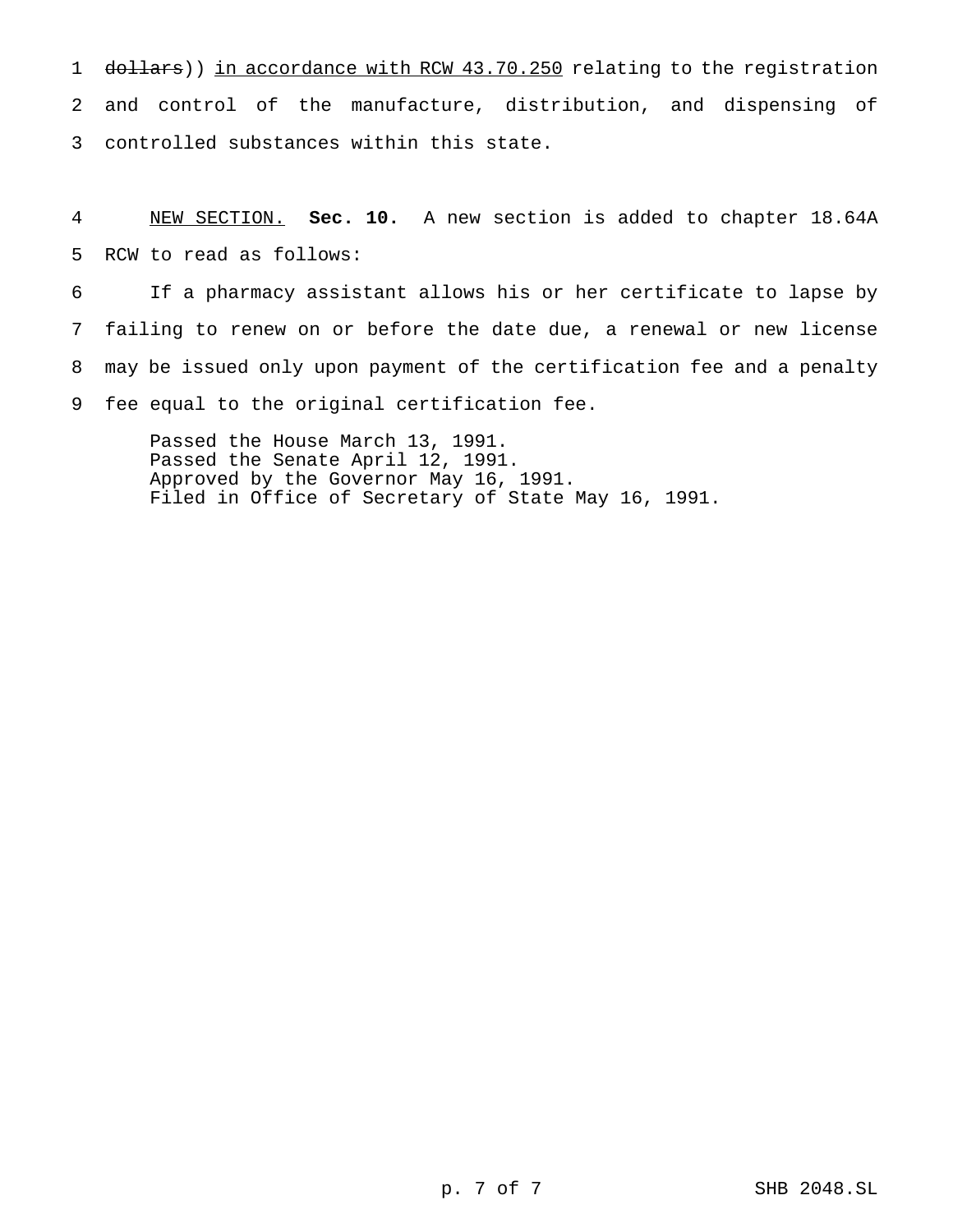~~dollars~~)) <u>in accordance with RCW 43.70.250</u> relating to the registration and control of the manufacture, distribution, and dispensing of controlled substances within this state.

<u>NEW SECTION.</u> **Sec. 10.** A new section is added to chapter 18.64A RCW to read as follows:

If a pharmacy assistant allows his or her certificate to lapse by failing to renew on or before the date due, a renewal or new license may be issued only upon payment of the certification fee and a penalty fee equal to the original certification fee.

Passed the House March 13, 1991.
Passed the Senate April 12, 1991.
Approved by the Governor May 16, 1991.
Filed in Office of Secretary of State May 16, 1991.